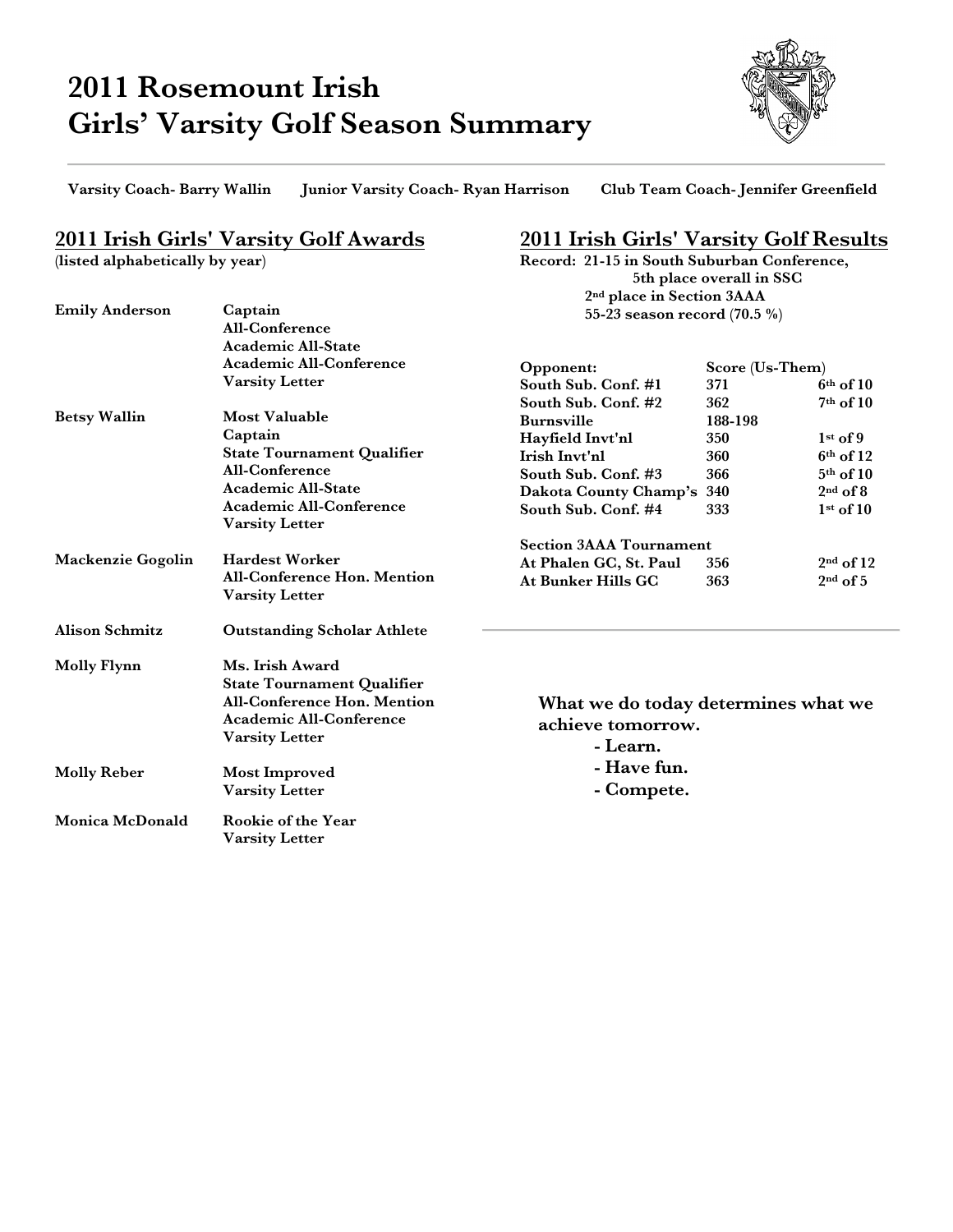# 2011 Rosemount Irish
# Girls' Varsity Golf Season Summary

**Varsity Coach- Barry Wallin  Junior Varsity Coach- Ryan Harrison  Club Team Coach- Jennifer Greenfield**

## 2011 Irish Girls' Varsity Golf Awards

(listed alphabetically by year)

| | |
|---|---|
| **Emily Anderson** | **Captain**<br>**All-Conference**<br>**Academic All-State**<br>**Academic All-Conference**<br>**Varsity Letter** |
| **Betsy Wallin** | **Most Valuable**<br>**Captain**<br>**State Tournament Qualifier**<br>**All-Conference**<br>**Academic All-State**<br>**Academic All-Conference**<br>**Varsity Letter** |
| **Mackenzie Gogolin** | **Hardest Worker**<br>**All-Conference Hon. Mention**<br>**Varsity Letter** |
| **Alison Schmitz** | **Outstanding Scholar Athlete** |
| **Molly Flynn** | **Ms. Irish Award**<br>**State Tournament Qualifier**<br>**All-Conference Hon. Mention**<br>**Academic All-Conference**<br>**Varsity Letter** |
| **Molly Reber** | **Most Improved**<br>**Varsity Letter** |
| **Monica McDonald** | **Rookie of the Year**<br>**Varsity Letter** |

## 2011 Irish Girls' Varsity Golf Results

**Record: 21-15 in South Suburban Conference,**
**5th place overall in SSC**
**2nd place in Section 3AAA**
**55-23 season record (70.5 %)**

| Opponent: | Score (Us-Them) | |
|---|---|---|
| South Sub. Conf. #1 | 371 | 6th of 10 |
| South Sub. Conf. #2 | 362 | 7th of 10 |
| Burnsville | 188-198 | |
| Hayfield Invt'nl | 350 | 1st of 9 |
| Irish Invt'nl | 360 | 6th of 12 |
| South Sub. Conf. #3 | 366 | 5th of 10 |
| Dakota County Champ's | 340 | 2nd of 8 |
| South Sub. Conf. #4 | 333 | 1st of 10 |
| **Section 3AAA Tournament** | | |
| At Phalen GC, St. Paul | 356 | 2nd of 12 |
| At Bunker Hills GC | 363 | 2nd of 5 |

**What we do today determines what we achieve tomorrow.**

- **Learn.**
- **Have fun.**
- **Compete.**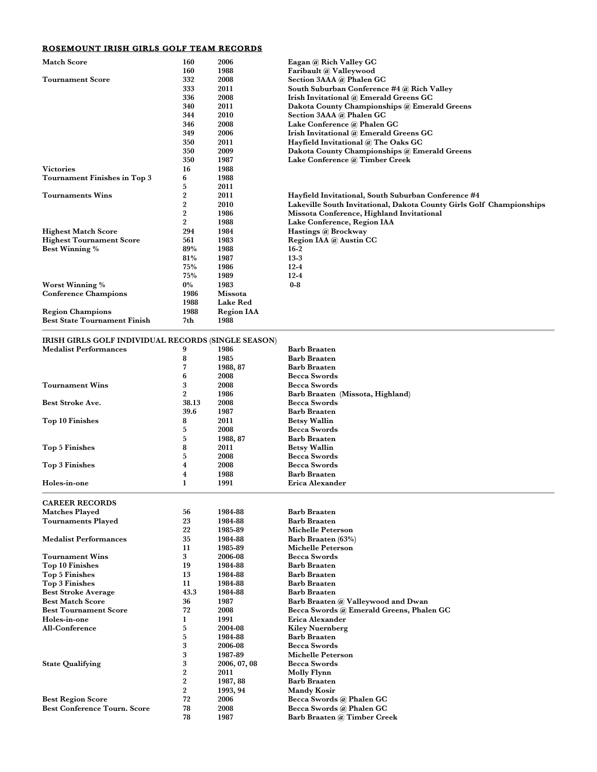## ROSEMOUNT IRISH GIRLS GOLF TEAM RECORDS

| | | | |
|---|---|---|---|
| **Match Score** | 160 | 2006 | Eagan @ Rich Valley GC |
| | 160 | 1988 | Faribault @ Valleywood |
| **Tournament Score** | 332 | 2008 | Section 3AAA @ Phalen GC |
| | 333 | 2011 | South Suburban Conference #4 @ Rich Valley |
| | 336 | 2008 | Irish Invitational @ Emerald Greens GC |
| | 340 | 2011 | Dakota County Championships @ Emerald Greens |
| | 344 | 2010 | Section 3AAA @ Phalen GC |
| | 346 | 2008 | Lake Conference @ Phalen GC |
| | 349 | 2006 | Irish Invitational @ Emerald Greens GC |
| | 350 | 2011 | Hayfield Invitational @ The Oaks GC |
| | 350 | 2009 | Dakota County Championships @ Emerald Greens |
| | 350 | 1987 | Lake Conference @ Timber Creek |
| **Victories** | 16 | 1988 | |
| **Tournament Finishes in Top 3** | 6 | 1988 | |
| | 5 | 2011 | |
| **Tournaments Wins** | 2 | 2011 | Hayfield Invitational, South Suburban Conference #4 |
| | 2 | 2010 | Lakeville South Invitational, Dakota County Girls Golf Championships |
| | 2 | 1986 | Missota Conference, Highland Invitational |
| | 2 | 1988 | Lake Conference, Region IAA |
| **Highest Match Score** | 294 | 1984 | Hastings @ Brockway |
| **Highest Tournament Score** | 561 | 1983 | Region IAA @ Austin CC |
| **Best Winning %** | 89% | 1988 | 16-2 |
| | 81% | 1987 | 13-3 |
| | 75% | 1986 | 12-4 |
| | 75% | 1989 | 12-4 |
| **Worst Winning %** | 0% | 1983 | 0-8 |
| **Conference Champions** | 1986 | Missota | |
| | 1988 | Lake Red | |
| **Region Champions** | 1988 | Region IAA | |
| **Best State Tournament Finish** | 7th | 1988 | |

## IRISH GIRLS GOLF INDIVIDUAL RECORDS (SINGLE SEASON)

| | | | |
|---|---|---|---|
| **Medalist Performances** | 9 | 1986 | Barb Braaten |
| | 8 | 1985 | Barb Braaten |
| | 7 | 1988, 87 | Barb Braaten |
| | 6 | 2008 | Becca Swords |
| **Tournament Wins** | 3 | 2008 | Becca Swords |
| | 2 | 1986 | Barb Braaten (Missota, Highland) |
| **Best Stroke Ave.** | 38.13 | 2008 | Becca Swords |
| | 39.6 | 1987 | Barb Braaten |
| **Top 10 Finishes** | 8 | 2011 | Betsy Wallin |
| | 5 | 2008 | Becca Swords |
| | 5 | 1988, 87 | Barb Braaten |
| **Top 5 Finishes** | 8 | 2011 | Betsy Wallin |
| | 5 | 2008 | Becca Swords |
| **Top 3 Finishes** | 4 | 2008 | Becca Swords |
| | 4 | 1988 | Barb Braaten |
| **Holes-in-one** | 1 | 1991 | Erica Alexander |

## CAREER RECORDS

| | | | |
|---|---|---|---|
| **Matches Played** | 56 | 1984-88 | Barb Braaten |
| **Tournaments Played** | 23 | 1984-88 | Barb Braaten |
| | 22 | 1985-89 | Michelle Peterson |
| **Medalist Performances** | 35 | 1984-88 | Barb Braaten (63%) |
| | 11 | 1985-89 | Michelle Peterson |
| **Tournament Wins** | 3 | 2006-08 | Becca Swords |
| **Top 10 Finishes** | 19 | 1984-88 | Barb Braaten |
| **Top 5 Finishes** | 13 | 1984-88 | Barb Braaten |
| **Top 3 Finishes** | 11 | 1984-88 | Barb Braaten |
| **Best Stroke Average** | 43.3 | 1984-88 | Barb Braaten |
| **Best Match Score** | 36 | 1987 | Barb Braaten @ Valleywood and Dwan |
| **Best Tournament Score** | 72 | 2008 | Becca Swords @ Emerald Greens, Phalen GC |
| **Holes-in-one** | 1 | 1991 | Erica Alexander |
| **All-Conference** | 5 | 2004-08 | Kiley Nuernberg |
| | 5 | 1984-88 | Barb Braaten |
| | 3 | 2006-08 | Becca Swords |
| | 3 | 1987-89 | Michelle Peterson |
| **State Qualifying** | 3 | 2006, 07, 08 | Becca Swords |
| | 2 | 2011 | Molly Flynn |
| | 2 | 1987, 88 | Barb Braaten |
| | 2 | 1993, 94 | Mandy Kosir |
| **Best Region Score** | 72 | 2006 | Becca Swords @ Phalen GC |
| **Best Conference Tourn. Score** | 78 | 2008 | Becca Swords @ Phalen GC |
| | 78 | 1987 | Barb Braaten @ Timber Creek |